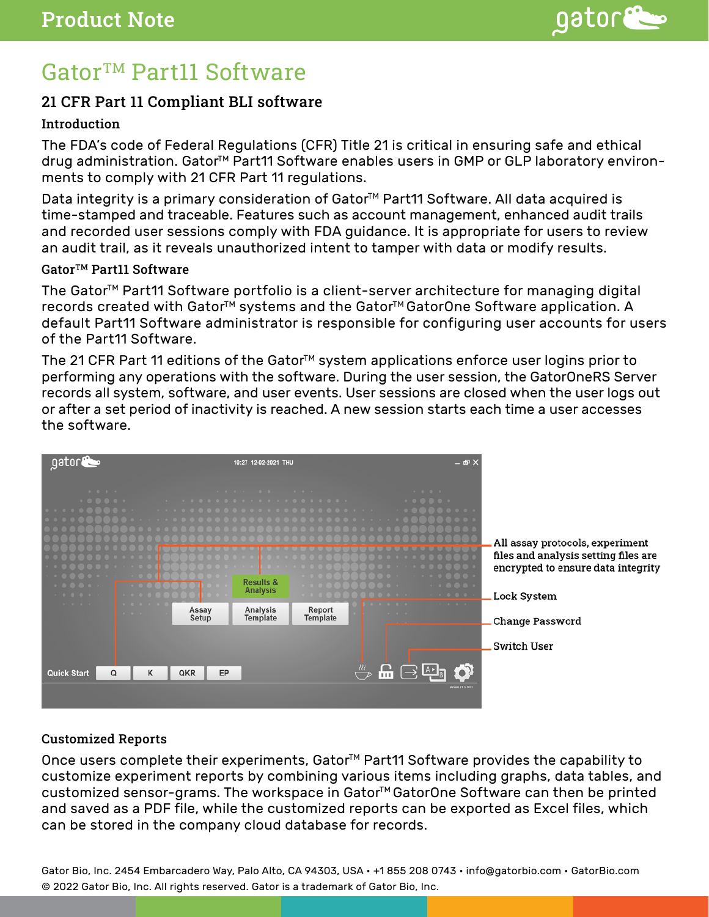# Gator™ Part11 Software

## 21 CFR Part 11 Compliant BLI software

### Introduction

The FDA's code of Federal Regulations (CFR) Title 21 is critical in ensuring safe and ethical drug administration. Gator™ Part11 Software enables users in GMP or GLP laboratory environments to comply with 21 CFR Part 11 regulations.

Data integrity is a primary consideration of Gator™ Part11 Software. All data acquired is time-stamped and traceable. Features such as account management, enhanced audit trails and recorded user sessions comply with FDA guidance. It is appropriate for users to review an audit trail, as it reveals unauthorized intent to tamper with data or modify results.

### Gator™ Part11 Software

The Gator™ Part11 Software portfolio is a client-server architecture for managing digital records created with Gator™ systems and the Gator™ GatorOne Software application. A default Part11 Software administrator is responsible for configuring user accounts for users of the Part11 Software.

The 21 CFR Part 11 editions of the Gator™ system applications enforce user logins prior to performing any operations with the software. During the user session, the GatorOneRS Server records all system, software, and user events. User sessions are closed when the user logs out or after a set period of inactivity is reached. A new session starts each time a user accesses the software.

All assay protocols, experiment files and analysis setting files are encrypted to ensure data integrity

Lock System

Change Password

Switch User

### Customized Reports

Once users complete their experiments, Gator™ Part11 Software provides the capability to customize experiment reports by combining various items including graphs, data tables, and customized sensor-grams. The workspace in Gator™ GatorOne Software can then be printed and saved as a PDF file, while the customized reports can be exported as Excel files, which can be stored in the company cloud database for records.

Gator Bio, Inc. 2454 Embarcadero Way, Palo Alto, CA 94303, USA • +1 855 208 0743 • info@gatorbio.com • GatorBio.com
© 2022 Gator Bio, Inc. All rights reserved. Gator is a trademark of Gator Bio, Inc.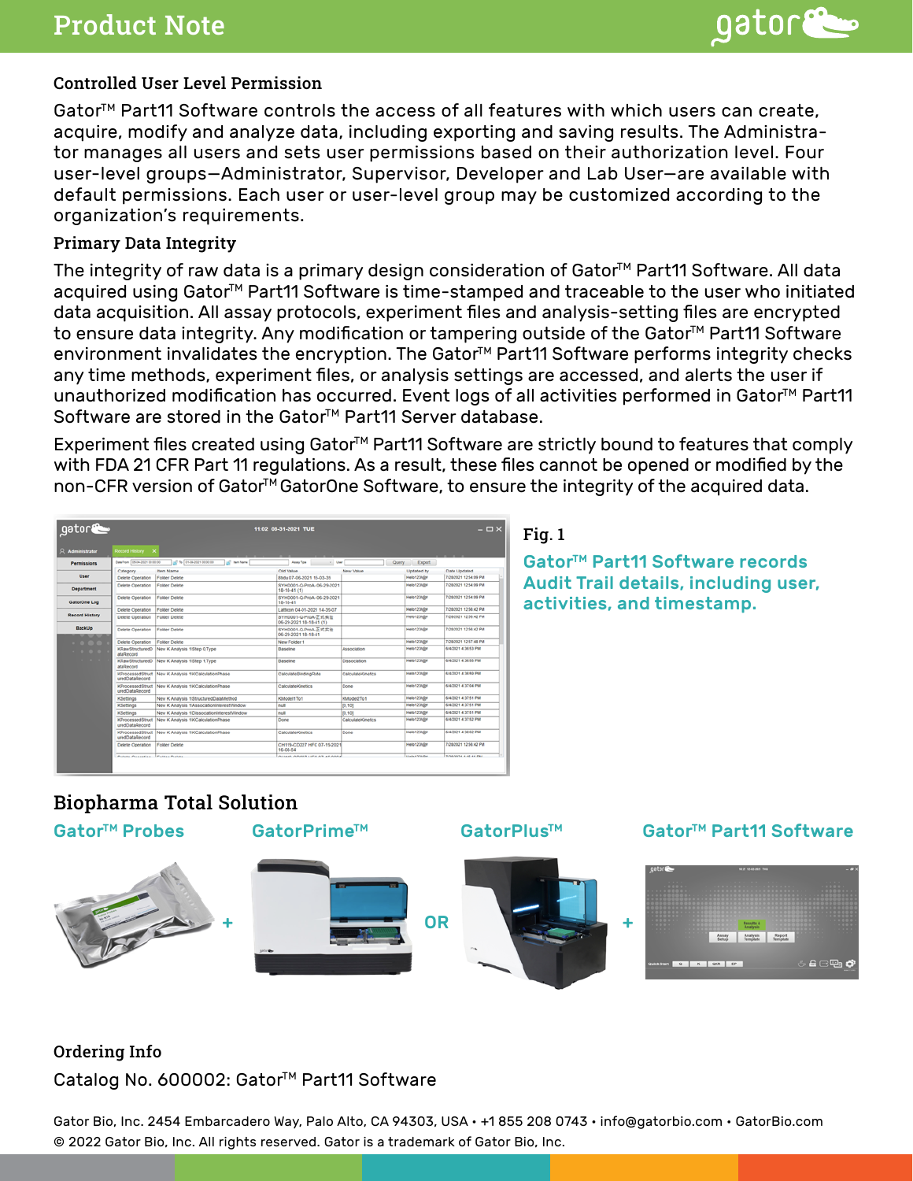## Controlled User Level Permission

Gator™ Part11 Software controls the access of all features with which users can create, acquire, modify and analyze data, including exporting and saving results. The Administrator manages all users and sets user permissions based on their authorization level. Four user-level groups—Administrator, Supervisor, Developer and Lab User—are available with default permissions. Each user or user-level group may be customized according to the organization's requirements.

## Primary Data Integrity

The integrity of raw data is a primary design consideration of Gator™ Part11 Software. All data acquired using Gator™ Part11 Software is time-stamped and traceable to the user who initiated data acquisition. All assay protocols, experiment files and analysis-setting files are encrypted to ensure data integrity. Any modification or tampering outside of the Gator™ Part11 Software environment invalidates the encryption. The Gator™ Part11 Software performs integrity checks any time methods, experiment files, or analysis settings are accessed, and alerts the user if unauthorized modification has occurred. Event logs of all activities performed in Gator™ Part11 Software are stored in the Gator™ Part11 Server database.

Experiment files created using Gator™ Part11 Software are strictly bound to features that comply with FDA 21 CFR Part 11 regulations. As a result, these files cannot be opened or modified by the non-CFR version of Gator™ GatorOne Software, to ensure the integrity of the acquired data.

**Fig. 1**

**Gator™ Part11 Software records Audit Trail details, including user, activities, and timestamp.**

## Biopharma Total Solution

**Gator™ Probes** + **GatorPrime™** OR **GatorPlus™** + **Gator™ Part11 Software**

## Ordering Info

Catalog No. 600002: Gator™ Part11 Software

Gator Bio, Inc. 2454 Embarcadero Way, Palo Alto, CA 94303, USA • +1 855 208 0743 • info@gatorbio.com • GatorBio.com

© 2022 Gator Bio, Inc. All rights reserved. Gator is a trademark of Gator Bio, Inc.